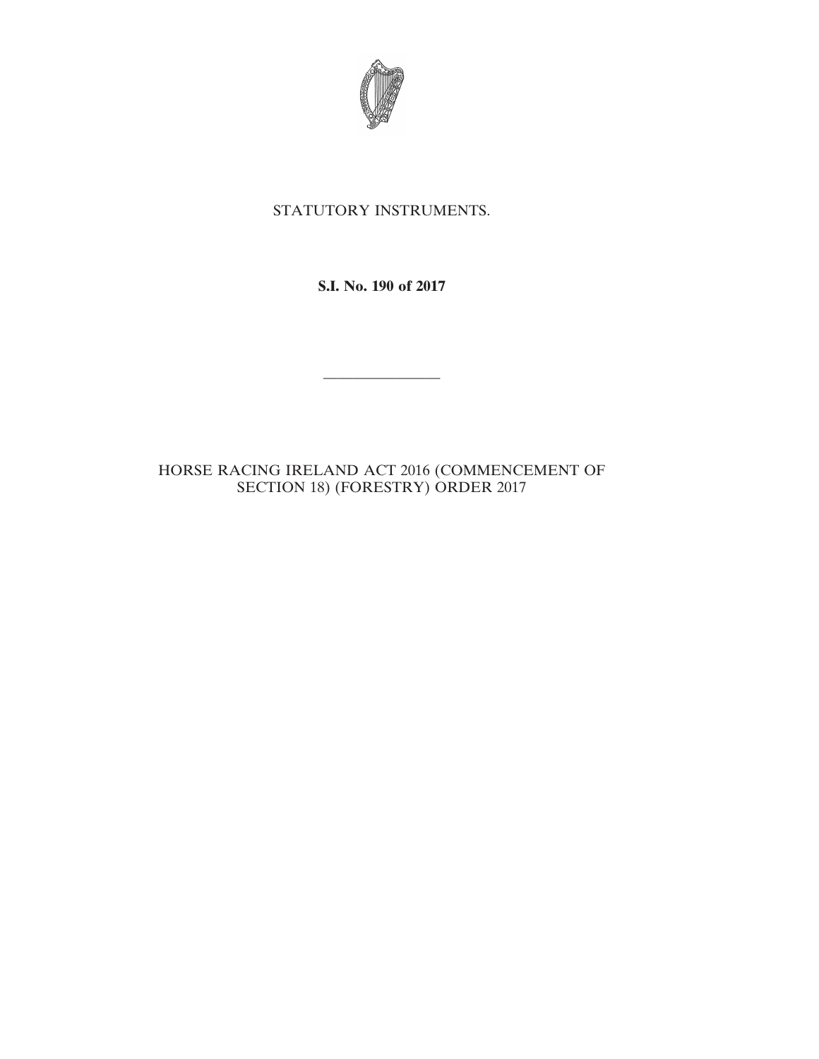STATUTORY INSTRUMENTS.

**S.I. No. 190 of 2017**

---

HORSE RACING IRELAND ACT 2016 (COMMENCEMENT OF SECTION 18) (FORESTRY) ORDER 2017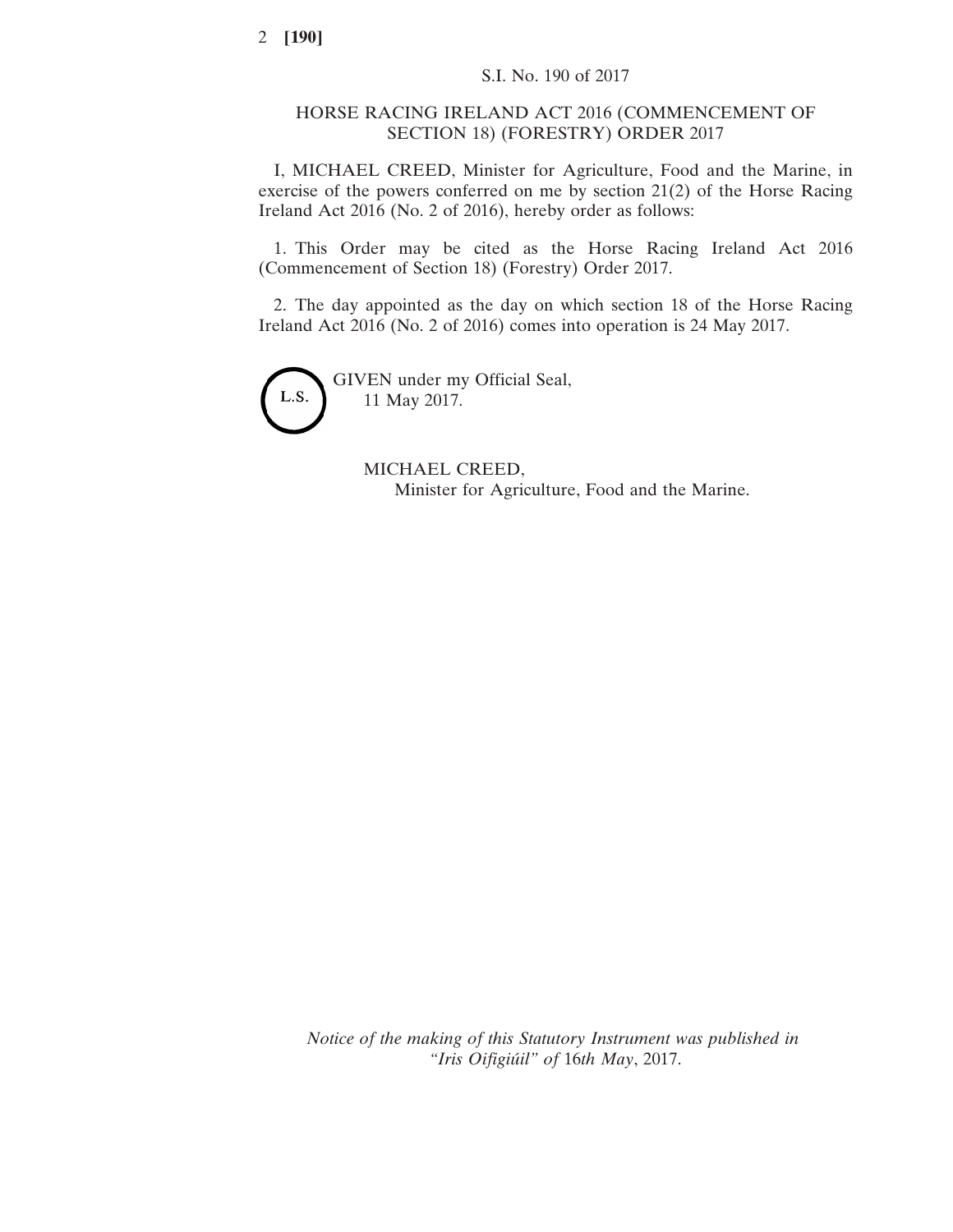S.I. No. 190 of 2017

# HORSE RACING IRELAND ACT 2016 (COMMENCEMENT OF SECTION 18) (FORESTRY) ORDER 2017

I, MICHAEL CREED, Minister for Agriculture, Food and the Marine, in exercise of the powers conferred on me by section 21(2) of the Horse Racing Ireland Act 2016 (No. 2 of 2016), hereby order as follows:

1. This Order may be cited as the Horse Racing Ireland Act 2016 (Commencement of Section 18) (Forestry) Order 2017.

2. The day appointed as the day on which section 18 of the Horse Racing Ireland Act 2016 (No. 2 of 2016) comes into operation is 24 May 2017.

L.S.

GIVEN under my Official Seal,
11 May 2017.

MICHAEL CREED,
Minister for Agriculture, Food and the Marine.

*Notice of the making of this Statutory Instrument was published in "Iris Oifigiúil" of* 16*th May*, 2017.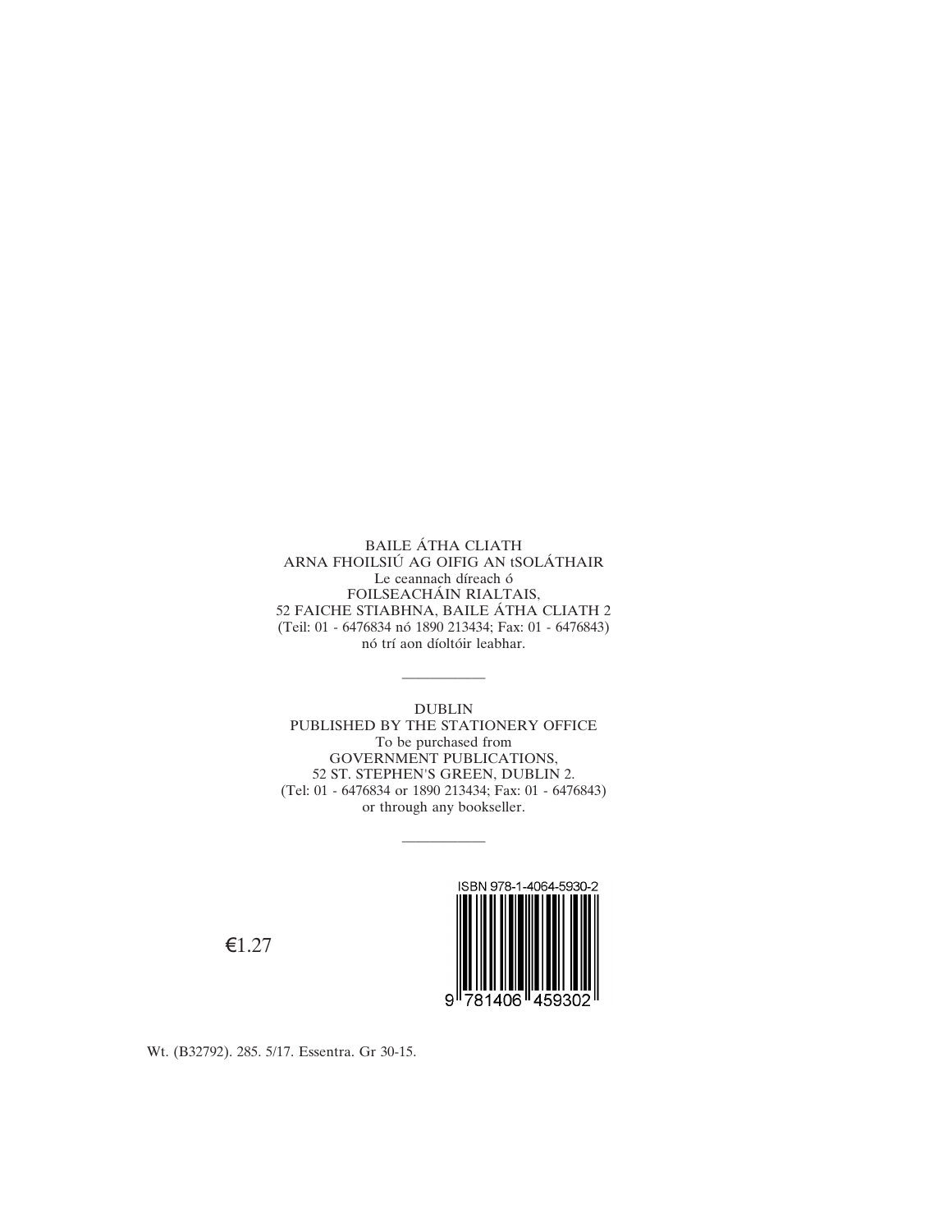BAILE ÁTHA CLIATH
ARNA FHOILSIÚ AG OIFIG AN tSOLÁTHAIR
Le ceannach díreach ó
FOILSEACHÁIN RIALTAIS,
52 FAICHE STIABHNA, BAILE ÁTHA CLIATH 2
(Teil: 01 - 6476834 nó 1890 213434; Fax: 01 - 6476843)
nó trí aon díoltóir leabhar.

---

DUBLIN
PUBLISHED BY THE STATIONERY OFFICE
To be purchased from
GOVERNMENT PUBLICATIONS,
52 ST. STEPHEN'S GREEN, DUBLIN 2.
(Tel: 01 - 6476834 or 1890 213434; Fax: 01 - 6476843)
or through any bookseller.

---

€1.27

ISBN 978-1-4064-5930-2

9 781406 459302

Wt. (B32792). 285. 5/17. Essentra. Gr 30-15.